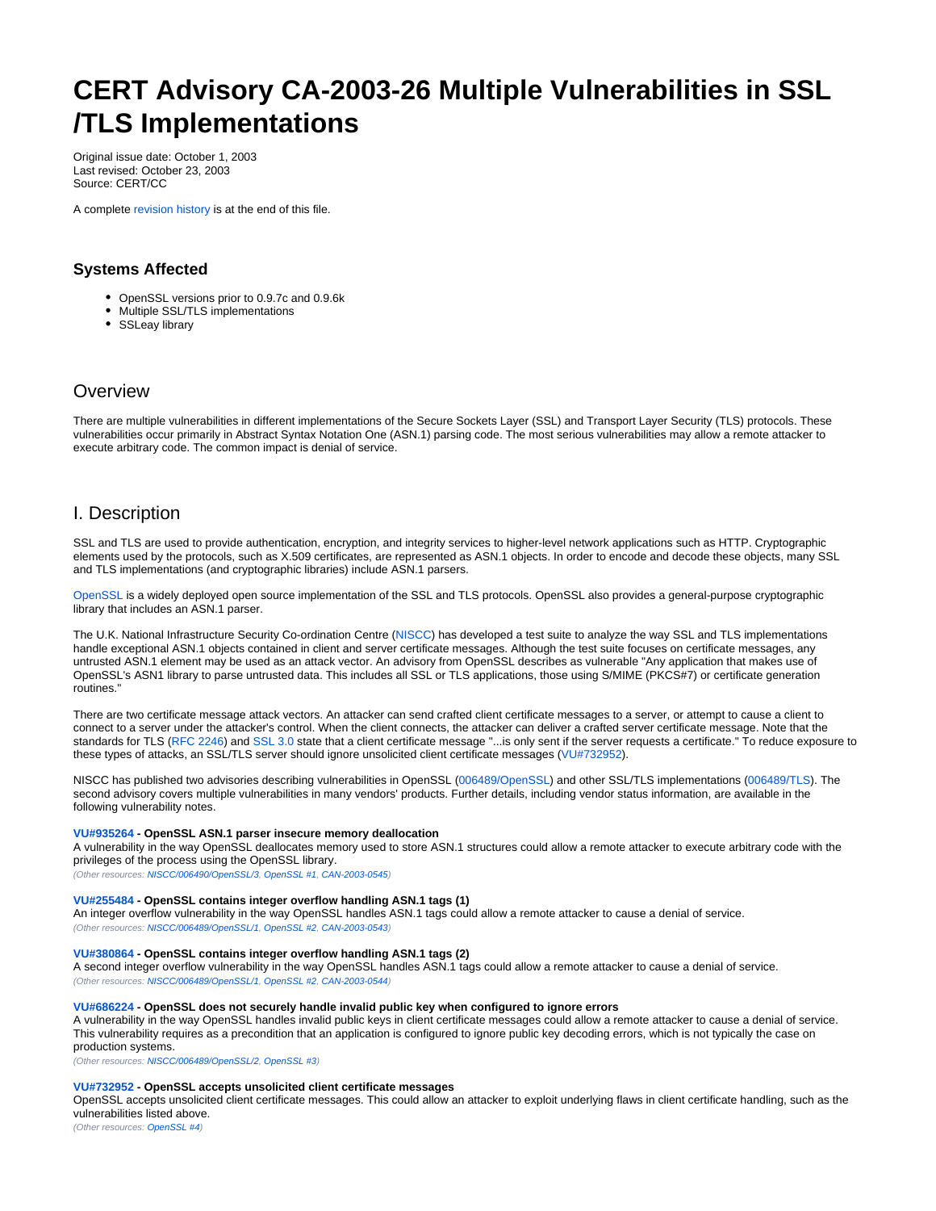# CERT Advisory CA-2003-26 Multiple Vulnerabilities in SSL /TLS Implementations

Original issue date: October 1, 2003
Last revised: October 23, 2003
Source: CERT/CC

A complete revision history is at the end of this file.

## Systems Affected

- OpenSSL versions prior to 0.9.7c and 0.9.6k
- Multiple SSL/TLS implementations
- SSLeay library

## Overview

There are multiple vulnerabilities in different implementations of the Secure Sockets Layer (SSL) and Transport Layer Security (TLS) protocols. These vulnerabilities occur primarily in Abstract Syntax Notation One (ASN.1) parsing code. The most serious vulnerabilities may allow a remote attacker to execute arbitrary code. The common impact is denial of service.

## I. Description

SSL and TLS are used to provide authentication, encryption, and integrity services to higher-level network applications such as HTTP. Cryptographic elements used by the protocols, such as X.509 certificates, are represented as ASN.1 objects. In order to encode and decode these objects, many SSL and TLS implementations (and cryptographic libraries) include ASN.1 parsers.

OpenSSL is a widely deployed open source implementation of the SSL and TLS protocols. OpenSSL also provides a general-purpose cryptographic library that includes an ASN.1 parser.

The U.K. National Infrastructure Security Co-ordination Centre (NISCC) has developed a test suite to analyze the way SSL and TLS implementations handle exceptional ASN.1 objects contained in client and server certificate messages. Although the test suite focuses on certificate messages, any untrusted ASN.1 element may be used as an attack vector. An advisory from OpenSSL describes as vulnerable "Any application that makes use of OpenSSL's ASN1 library to parse untrusted data. This includes all SSL or TLS applications, those using S/MIME (PKCS#7) or certificate generation routines."

There are two certificate message attack vectors. An attacker can send crafted client certificate messages to a server, or attempt to cause a client to connect to a server under the attacker's control. When the client connects, the attacker can deliver a crafted server certificate message. Note that the standards for TLS (RFC 2246) and SSL 3.0 state that a client certificate message "...is only sent if the server requests a certificate." To reduce exposure to these types of attacks, an SSL/TLS server should ignore unsolicited client certificate messages (VU#732952).

NISCC has published two advisories describing vulnerabilities in OpenSSL (006489/OpenSSL) and other SSL/TLS implementations (006489/TLS). The second advisory covers multiple vulnerabilities in many vendors' products. Further details, including vendor status information, are available in the following vulnerability notes.

**VU#935264 - OpenSSL ASN.1 parser insecure memory deallocation**
A vulnerability in the way OpenSSL deallocates memory used to store ASN.1 structures could allow a remote attacker to execute arbitrary code with the privileges of the process using the OpenSSL library.
*(Other resources: NISCC/006490/OpenSSL/3, OpenSSL #1, CAN-2003-0545)*

**VU#255484 - OpenSSL contains integer overflow handling ASN.1 tags (1)**
An integer overflow vulnerability in the way OpenSSL handles ASN.1 tags could allow a remote attacker to cause a denial of service.
*(Other resources: NISCC/006489/OpenSSL/1, OpenSSL #2, CAN-2003-0543)*

**VU#380864 - OpenSSL contains integer overflow handling ASN.1 tags (2)**
A second integer overflow vulnerability in the way OpenSSL handles ASN.1 tags could allow a remote attacker to cause a denial of service.
*(Other resources: NISCC/006489/OpenSSL/1, OpenSSL #2, CAN-2003-0544)*

**VU#686224 - OpenSSL does not securely handle invalid public key when configured to ignore errors**
A vulnerability in the way OpenSSL handles invalid public keys in client certificate messages could allow a remote attacker to cause a denial of service. This vulnerability requires as a precondition that an application is configured to ignore public key decoding errors, which is not typically the case on production systems.
*(Other resources: NISCC/006489/OpenSSL/2, OpenSSL #3)*

**VU#732952 - OpenSSL accepts unsolicited client certificate messages**
OpenSSL accepts unsolicited client certificate messages. This could allow an attacker to exploit underlying flaws in client certificate handling, such as the vulnerabilities listed above.
*(Other resources: OpenSSL #4)*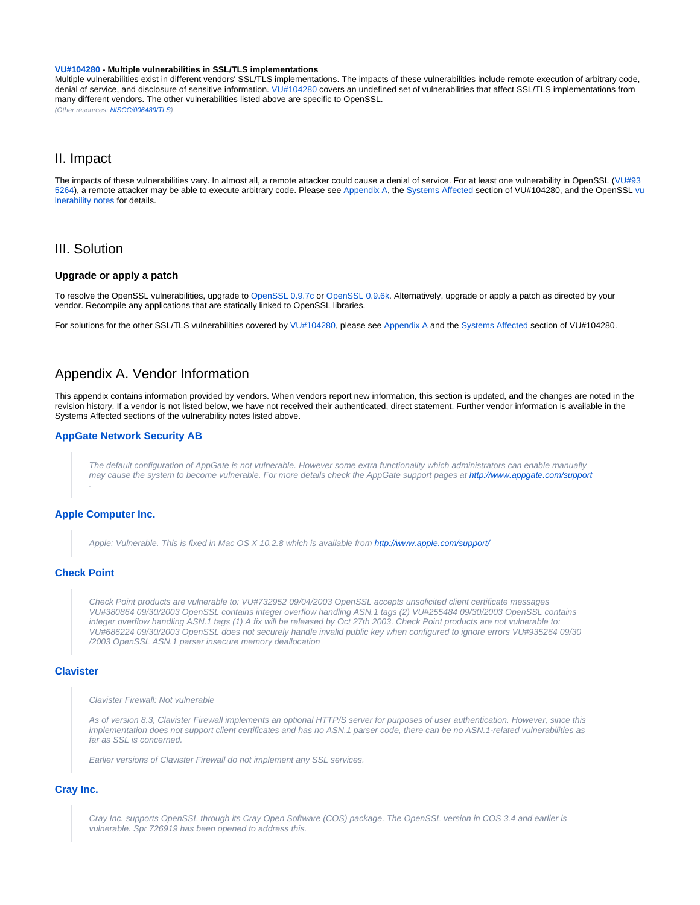**VU#104280 - Multiple vulnerabilities in SSL/TLS implementations**
Multiple vulnerabilities exist in different vendors' SSL/TLS implementations. The impacts of these vulnerabilities include remote execution of arbitrary code, denial of service, and disclosure of sensitive information. VU#104280 covers an undefined set of vulnerabilities that affect SSL/TLS implementations from many different vendors. The other vulnerabilities listed above are specific to OpenSSL.
*(Other resources: NISCC/006489/TLS)*

## II. Impact

The impacts of these vulnerabilities vary. In almost all, a remote attacker could cause a denial of service. For at least one vulnerability in OpenSSL (VU#935264), a remote attacker may be able to execute arbitrary code. Please see Appendix A, the Systems Affected section of VU#104280, and the OpenSSL vulnerability notes for details.

## III. Solution

### Upgrade or apply a patch

To resolve the OpenSSL vulnerabilities, upgrade to OpenSSL 0.9.7c or OpenSSL 0.9.6k. Alternatively, upgrade or apply a patch as directed by your vendor. Recompile any applications that are statically linked to OpenSSL libraries.

For solutions for the other SSL/TLS vulnerabilities covered by VU#104280, please see Appendix A and the Systems Affected section of VU#104280.

## Appendix A. Vendor Information

This appendix contains information provided by vendors. When vendors report new information, this section is updated, and the changes are noted in the revision history. If a vendor is not listed below, we have not received their authenticated, direct statement. Further vendor information is available in the Systems Affected sections of the vulnerability notes listed above.

### AppGate Network Security AB

> *The default configuration of AppGate is not vulnerable. However some extra functionality which administrators can enable manually may cause the system to become vulnerable. For more details check the AppGate support pages at http://www.appgate.com/support.*

### Apple Computer Inc.

> *Apple: Vulnerable. This is fixed in Mac OS X 10.2.8 which is available from http://www.apple.com/support/*

### Check Point

> *Check Point products are vulnerable to: VU#732952 09/04/2003 OpenSSL accepts unsolicited client certificate messages VU#380864 09/30/2003 OpenSSL contains integer overflow handling ASN.1 tags (2) VU#255484 09/30/2003 OpenSSL contains integer overflow handling ASN.1 tags (1) A fix will be released by Oct 27th 2003. Check Point products are not vulnerable to: VU#686224 09/30/2003 OpenSSL does not securely handle invalid public key when configured to ignore errors VU#935264 09/30/2003 OpenSSL ASN.1 parser insecure memory deallocation*

### Clavister

> *Clavister Firewall: Not vulnerable*
>
> *As of version 8.3, Clavister Firewall implements an optional HTTP/S server for purposes of user authentication. However, since this implementation does not support client certificates and has no ASN.1 parser code, there can be no ASN.1-related vulnerabilities as far as SSL is concerned.*
>
> *Earlier versions of Clavister Firewall do not implement any SSL services.*

### Cray Inc.

> *Cray Inc. supports OpenSSL through its Cray Open Software (COS) package. The OpenSSL version in COS 3.4 and earlier is vulnerable. Spr 726919 has been opened to address this.*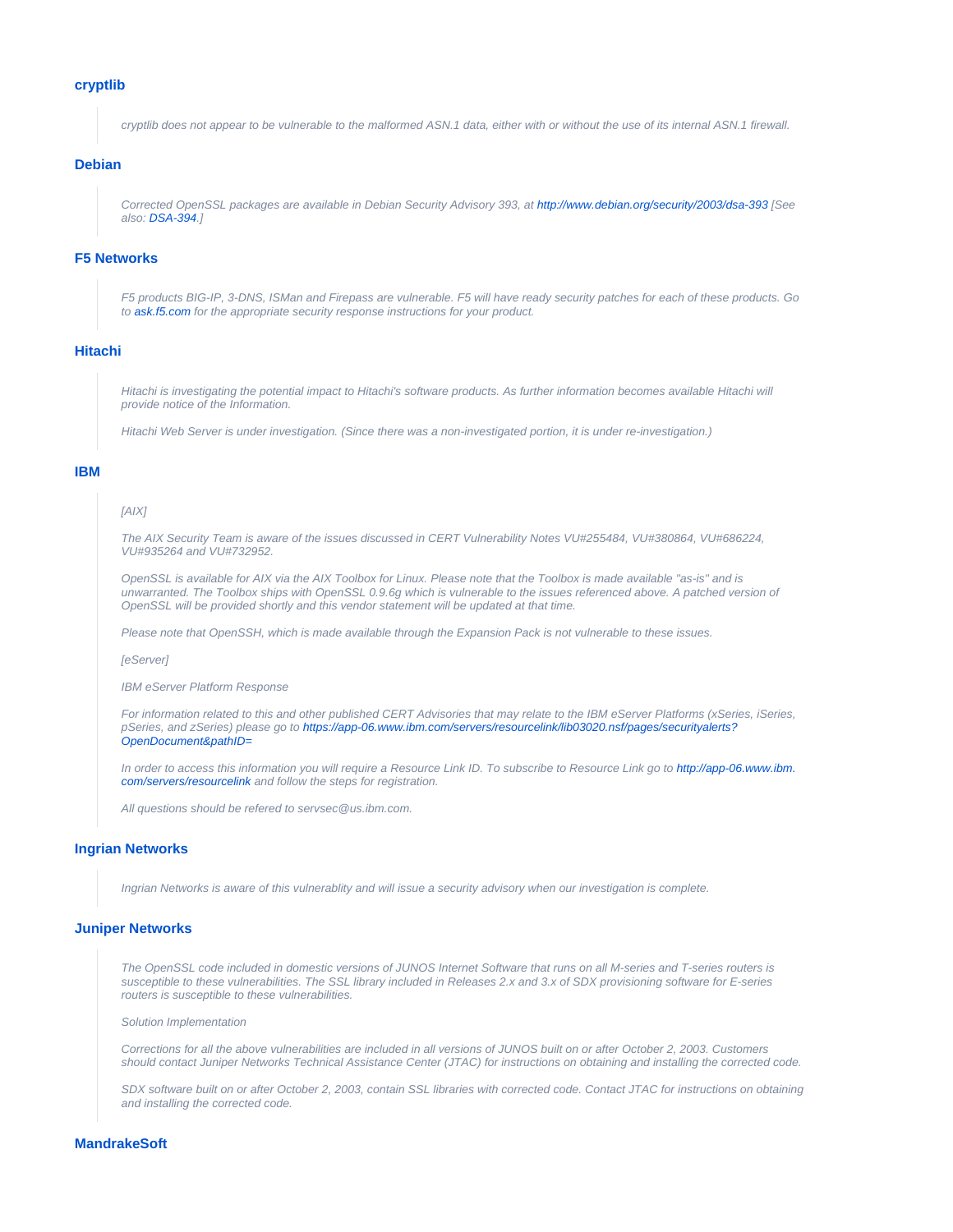### cryptlib

> *cryptlib does not appear to be vulnerable to the malformed ASN.1 data, either with or without the use of its internal ASN.1 firewall.*

### Debian

> *Corrected OpenSSL packages are available in Debian Security Advisory 393, at http://www.debian.org/security/2003/dsa-393 [See also: DSA-394.]*

### F5 Networks

> *F5 products BIG-IP, 3-DNS, ISMan and Firepass are vulnerable. F5 will have ready security patches for each of these products. Go to ask.f5.com for the appropriate security response instructions for your product.*

### Hitachi

> *Hitachi is investigating the potential impact to Hitachi's software products. As further information becomes available Hitachi will provide notice of the Information.*
>
> *Hitachi Web Server is under investigation. (Since there was a non-investigated portion, it is under re-investigation.)*

### IBM

> *[AIX]*
>
> *The AIX Security Team is aware of the issues discussed in CERT Vulnerability Notes VU#255484, VU#380864, VU#686224, VU#935264 and VU#732952.*
>
> *OpenSSL is available for AIX via the AIX Toolbox for Linux. Please note that the Toolbox is made available "as-is" and is unwarranted. The Toolbox ships with OpenSSL 0.9.6g which is vulnerable to the issues referenced above. A patched version of OpenSSL will be provided shortly and this vendor statement will be updated at that time.*
>
> *Please note that OpenSSH, which is made available through the Expansion Pack is not vulnerable to these issues.*
>
> *[eServer]*
>
> *IBM eServer Platform Response*
>
> *For information related to this and other published CERT Advisories that may relate to the IBM eServer Platforms (xSeries, iSeries, pSeries, and zSeries) please go to https://app-06.www.ibm.com/servers/resourcelink/lib03020.nsf/pages/securityalerts?OpenDocument&pathID=*
>
> *In order to access this information you will require a Resource Link ID. To subscribe to Resource Link go to http://app-06.www.ibm.com/servers/resourcelink and follow the steps for registration.*
>
> *All questions should be refered to servsec@us.ibm.com.*

### Ingrian Networks

> *Ingrian Networks is aware of this vulnerablity and will issue a security advisory when our investigation is complete.*

### Juniper Networks

> *The OpenSSL code included in domestic versions of JUNOS Internet Software that runs on all M-series and T-series routers is susceptible to these vulnerabilities. The SSL library included in Releases 2.x and 3.x of SDX provisioning software for E-series routers is susceptible to these vulnerabilities.*
>
> *Solution Implementation*
>
> *Corrections for all the above vulnerabilities are included in all versions of JUNOS built on or after October 2, 2003. Customers should contact Juniper Networks Technical Assistance Center (JTAC) for instructions on obtaining and installing the corrected code.*
>
> *SDX software built on or after October 2, 2003, contain SSL libraries with corrected code. Contact JTAC for instructions on obtaining and installing the corrected code.*

### MandrakeSoft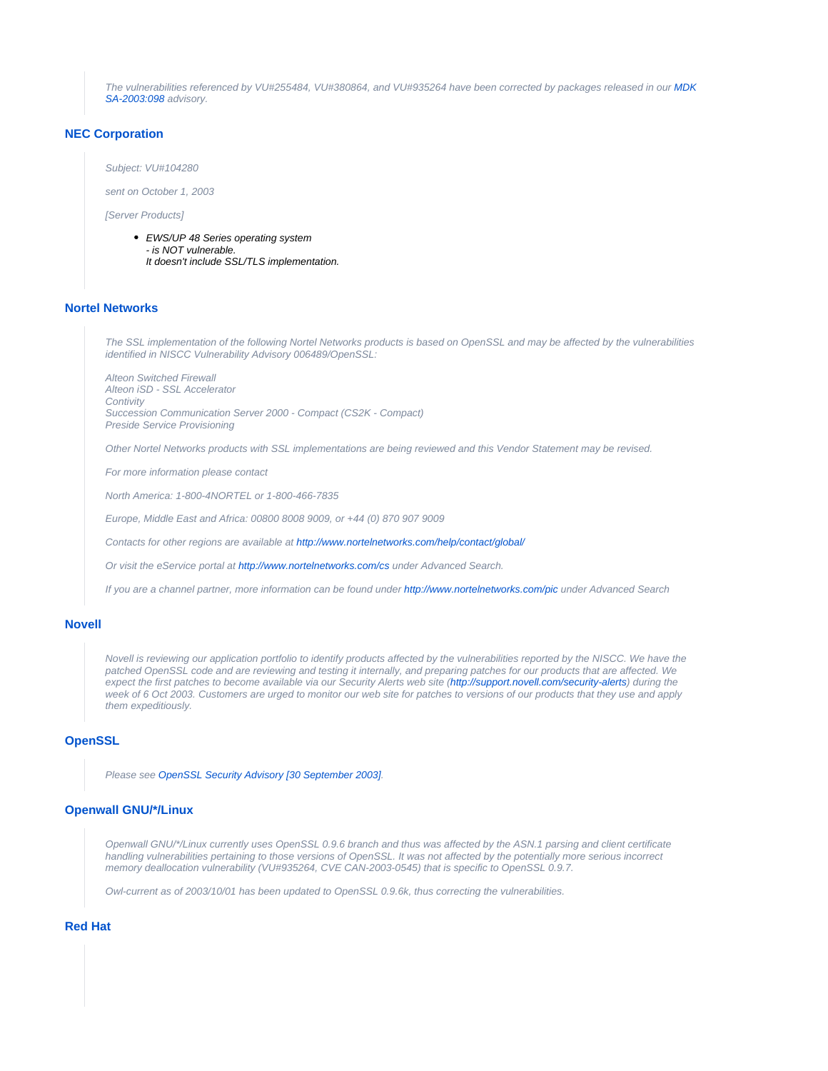> *The vulnerabilities referenced by VU#255484, VU#380864, and VU#935264 have been corrected by packages released in our [MDK SA-2003:098]() advisory.*

### NEC Corporation

> *Subject: VU#104280*
>
> *sent on October 1, 2003*
>
> *[Server Products]*
>
> - *EWS/UP 48 Series operating system*
>   *- is NOT vulnerable.*
>   *It doesn't include SSL/TLS implementation.*

### Nortel Networks

> *The SSL implementation of the following Nortel Networks products is based on OpenSSL and may be affected by the vulnerabilities identified in NISCC Vulnerability Advisory 006489/OpenSSL:*
>
> *Alteon Switched Firewall*
> *Alteon iSD - SSL Accelerator*
> *Contivity*
> *Succession Communication Server 2000 - Compact (CS2K - Compact)*
> *Preside Service Provisioning*
>
> *Other Nortel Networks products with SSL implementations are being reviewed and this Vendor Statement may be revised.*
>
> *For more information please contact*
>
> *North America: 1-800-4NORTEL or 1-800-466-7835*
>
> *Europe, Middle East and Africa: 00800 8008 9009, or +44 (0) 870 907 9009*
>
> *Contacts for other regions are available at http://www.nortelnetworks.com/help/contact/global/*
>
> *Or visit the eService portal at http://www.nortelnetworks.com/cs under Advanced Search.*
>
> *If you are a channel partner, more information can be found under http://www.nortelnetworks.com/pic under Advanced Search*

### Novell

> *Novell is reviewing our application portfolio to identify products affected by the vulnerabilities reported by the NISCC. We have the patched OpenSSL code and are reviewing and testing it internally, and preparing patches for our products that are affected. We expect the first patches to become available via our Security Alerts web site (http://support.novell.com/security-alerts) during the week of 6 Oct 2003. Customers are urged to monitor our web site for patches to versions of our products that they use and apply them expeditiously.*

### OpenSSL

> *Please see [OpenSSL Security Advisory [30 September 2003]]().*

### Openwall GNU/*/Linux

> *Openwall GNU/*/Linux currently uses OpenSSL 0.9.6 branch and thus was affected by the ASN.1 parsing and client certificate handling vulnerabilities pertaining to those versions of OpenSSL. It was not affected by the potentially more serious incorrect memory deallocation vulnerability (VU#935264, CVE CAN-2003-0545) that is specific to OpenSSL 0.9.7.*
>
> *Owl-current as of 2003/10/01 has been updated to OpenSSL 0.9.6k, thus correcting the vulnerabilities.*

### Red Hat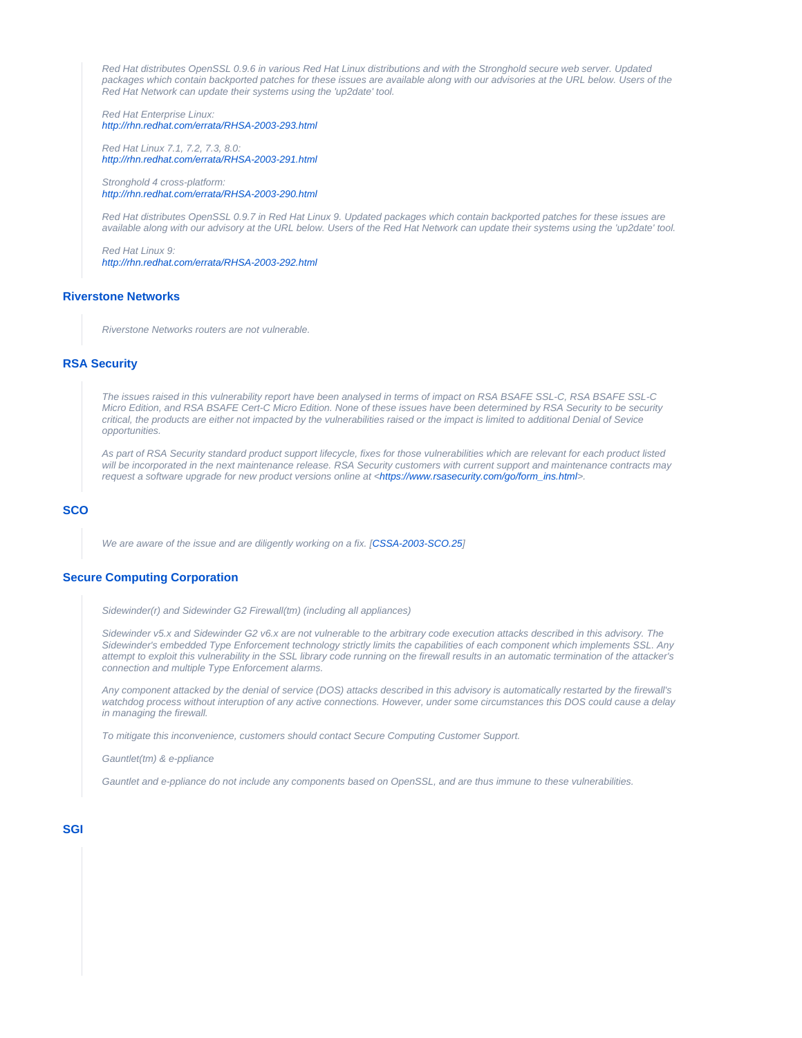*Red Hat distributes OpenSSL 0.9.6 in various Red Hat Linux distributions and with the Stronghold secure web server. Updated packages which contain backported patches for these issues are available along with our advisories at the URL below. Users of the Red Hat Network can update their systems using the 'up2date' tool.*

*Red Hat Enterprise Linux:*
*http://rhn.redhat.com/errata/RHSA-2003-293.html*

*Red Hat Linux 7.1, 7.2, 7.3, 8.0:*
*http://rhn.redhat.com/errata/RHSA-2003-291.html*

*Stronghold 4 cross-platform:*
*http://rhn.redhat.com/errata/RHSA-2003-290.html*

*Red Hat distributes OpenSSL 0.9.7 in Red Hat Linux 9. Updated packages which contain backported patches for these issues are available along with our advisory at the URL below. Users of the Red Hat Network can update their systems using the 'up2date' tool.*

*Red Hat Linux 9:*
*http://rhn.redhat.com/errata/RHSA-2003-292.html*

### Riverstone Networks

*Riverstone Networks routers are not vulnerable.*

### RSA Security

*The issues raised in this vulnerability report have been analysed in terms of impact on RSA BSAFE SSL-C, RSA BSAFE SSL-C Micro Edition, and RSA BSAFE Cert-C Micro Edition. None of these issues have been determined by RSA Security to be security critical, the products are either not impacted by the vulnerabilities raised or the impact is limited to additional Denial of Sevice opportunities.*

*As part of RSA Security standard product support lifecycle, fixes for those vulnerabilities which are relevant for each product listed will be incorporated in the next maintenance release. RSA Security customers with current support and maintenance contracts may request a software upgrade for new product versions online at <https://www.rsasecurity.com/go/form_ins.html>.*

### SCO

*We are aware of the issue and are diligently working on a fix. [CSSA-2003-SCO.25]*

### Secure Computing Corporation

*Sidewinder(r) and Sidewinder G2 Firewall(tm) (including all appliances)*

*Sidewinder v5.x and Sidewinder G2 v6.x are not vulnerable to the arbitrary code execution attacks described in this advisory. The Sidewinder's embedded Type Enforcement technology strictly limits the capabilities of each component which implements SSL. Any attempt to exploit this vulnerability in the SSL library code running on the firewall results in an automatic termination of the attacker's connection and multiple Type Enforcement alarms.*

*Any component attacked by the denial of service (DOS) attacks described in this advisory is automatically restarted by the firewall's watchdog process without interuption of any active connections. However, under some circumstances this DOS could cause a delay in managing the firewall.*

*To mitigate this inconvenience, customers should contact Secure Computing Customer Support.*

*Gauntlet(tm) & e-ppliance*

*Gauntlet and e-ppliance do not include any components based on OpenSSL, and are thus immune to these vulnerabilities.*

### SGI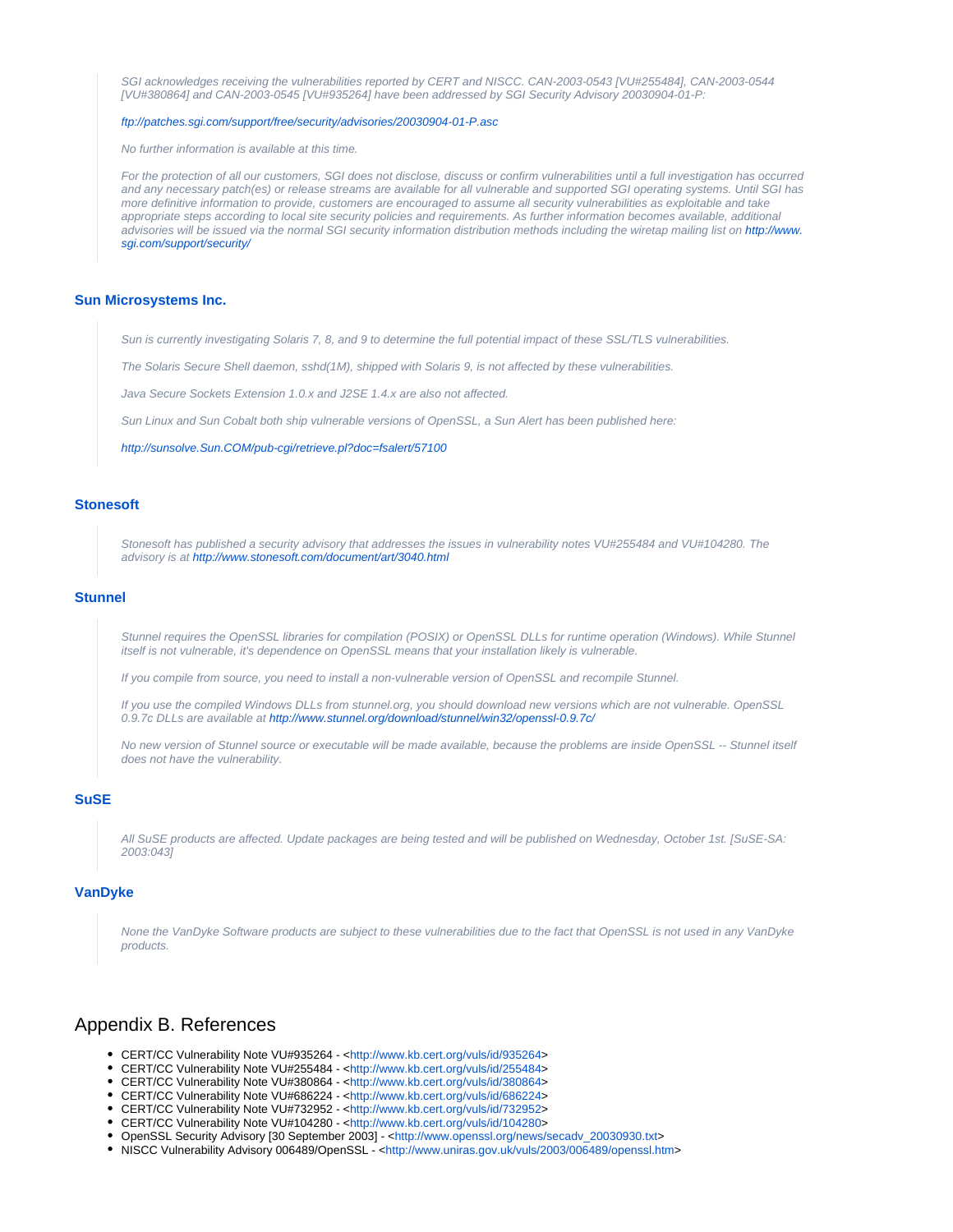> *SGI acknowledges receiving the vulnerabilities reported by CERT and NISCC. CAN-2003-0543 [VU#255484], CAN-2003-0544 [VU#380864] and CAN-2003-0545 [VU#935264] have been addressed by SGI Security Advisory 20030904-01-P:*
>
> *ftp://patches.sgi.com/support/free/security/advisories/20030904-01-P.asc*
>
> *No further information is available at this time.*
>
> *For the protection of all our customers, SGI does not disclose, discuss or confirm vulnerabilities until a full investigation has occurred and any necessary patch(es) or release streams are available for all vulnerable and supported SGI operating systems. Until SGI has more definitive information to provide, customers are encouraged to assume all security vulnerabilities as exploitable and take appropriate steps according to local site security policies and requirements. As further information becomes available, additional advisories will be issued via the normal SGI security information distribution methods including the wiretap mailing list on http://www.sgi.com/support/security/*

### Sun Microsystems Inc.

> *Sun is currently investigating Solaris 7, 8, and 9 to determine the full potential impact of these SSL/TLS vulnerabilities.*
>
> *The Solaris Secure Shell daemon, sshd(1M), shipped with Solaris 9, is not affected by these vulnerabilities.*
>
> *Java Secure Sockets Extension 1.0.x and J2SE 1.4.x are also not affected.*
>
> *Sun Linux and Sun Cobalt both ship vulnerable versions of OpenSSL, a Sun Alert has been published here:*
>
> *http://sunsolve.Sun.COM/pub-cgi/retrieve.pl?doc=fsalert/57100*

### Stonesoft

> *Stonesoft has published a security advisory that addresses the issues in vulnerability notes VU#255484 and VU#104280. The advisory is at http://www.stonesoft.com/document/art/3040.html*

### Stunnel

> *Stunnel requires the OpenSSL libraries for compilation (POSIX) or OpenSSL DLLs for runtime operation (Windows). While Stunnel itself is not vulnerable, it's dependence on OpenSSL means that your installation likely is vulnerable.*
>
> *If you compile from source, you need to install a non-vulnerable version of OpenSSL and recompile Stunnel.*
>
> *If you use the compiled Windows DLLs from stunnel.org, you should download new versions which are not vulnerable. OpenSSL 0.9.7c DLLs are available at http://www.stunnel.org/download/stunnel/win32/openssl-0.9.7c/*
>
> *No new version of Stunnel source or executable will be made available, because the problems are inside OpenSSL -- Stunnel itself does not have the vulnerability.*

### SuSE

> *All SuSE products are affected. Update packages are being tested and will be published on Wednesday, October 1st. [SuSE-SA:2003:043]*

### VanDyke

> *None the VanDyke Software products are subject to these vulnerabilities due to the fact that OpenSSL is not used in any VanDyke products.*

## Appendix B. References

- CERT/CC Vulnerability Note VU#935264 - <http://www.kb.cert.org/vuls/id/935264>
- CERT/CC Vulnerability Note VU#255484 - <http://www.kb.cert.org/vuls/id/255484>
- CERT/CC Vulnerability Note VU#380864 - <http://www.kb.cert.org/vuls/id/380864>
- CERT/CC Vulnerability Note VU#686224 - <http://www.kb.cert.org/vuls/id/686224>
- CERT/CC Vulnerability Note VU#732952 - <http://www.kb.cert.org/vuls/id/732952>
- CERT/CC Vulnerability Note VU#104280 - <http://www.kb.cert.org/vuls/id/104280>
- OpenSSL Security Advisory [30 September 2003] - <http://www.openssl.org/news/secadv_20030930.txt>
- NISCC Vulnerability Advisory 006489/OpenSSL - <http://www.uniras.gov.uk/vuls/2003/006489/openssl.htm>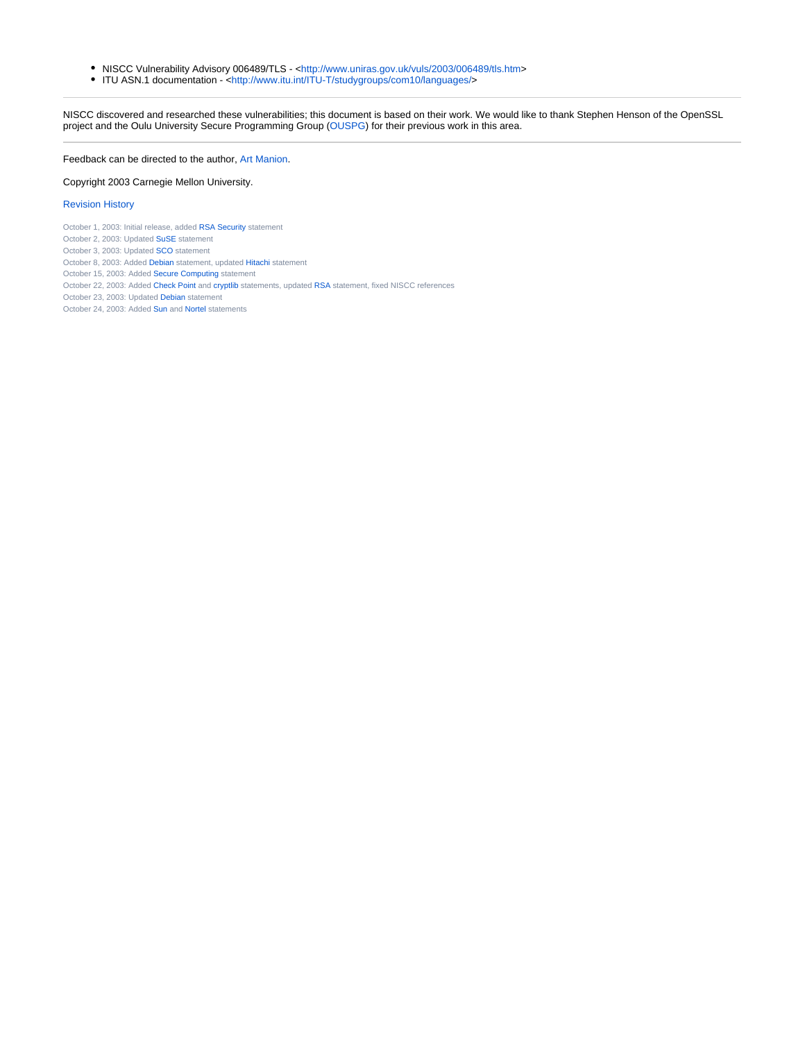- NISCC Vulnerability Advisory 006489/TLS - <http://www.uniras.gov.uk/vuls/2003/006489/tls.htm>
- ITU ASN.1 documentation - <http://www.itu.int/ITU-T/studygroups/com10/languages/>

---

NISCC discovered and researched these vulnerabilities; this document is based on their work. We would like to thank Stephen Henson of the OpenSSL project and the Oulu University Secure Programming Group (OUSPG) for their previous work in this area.

---

Feedback can be directed to the author, Art Manion.

Copyright 2003 Carnegie Mellon University.

Revision History

October 1, 2003: Initial release, added RSA Security statement
October 2, 2003: Updated SuSE statement
October 3, 2003: Updated SCO statement
October 8, 2003: Added Debian statement, updated Hitachi statement
October 15, 2003: Added Secure Computing statement
October 22, 2003: Added Check Point and cryptlib statements, updated RSA statement, fixed NISCC references
October 23, 2003: Updated Debian statement
October 24, 2003: Added Sun and Nortel statements